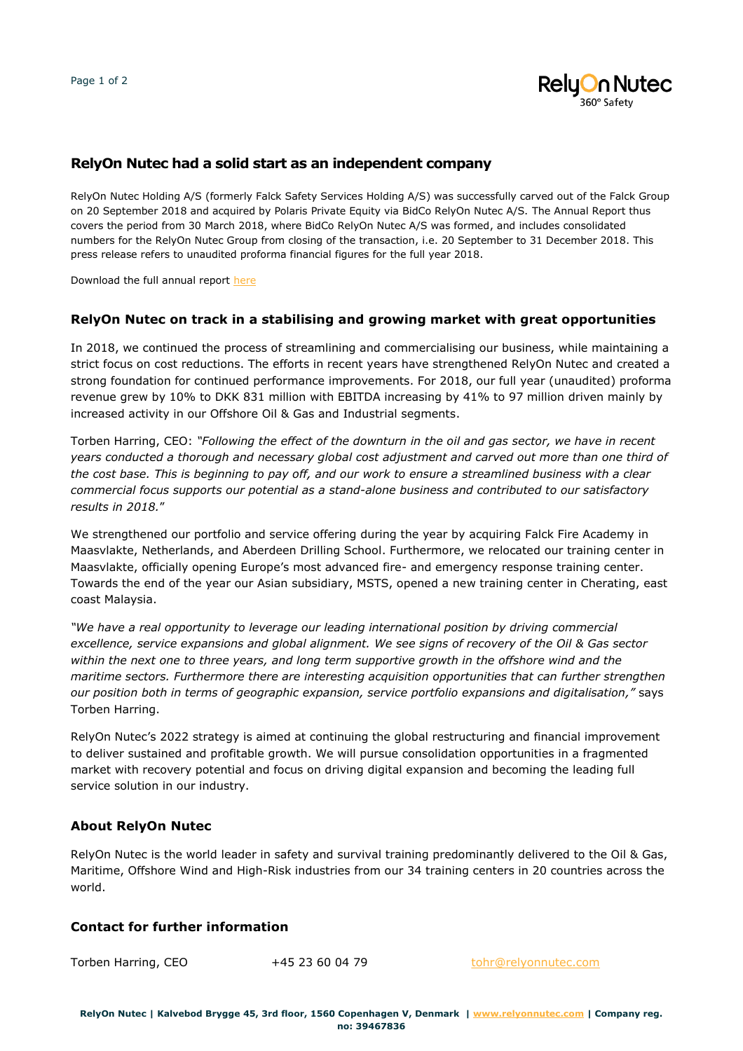## RelyOn Nutec had a solid start as an independent company

RelyOn Nutec Holding A/S (formerly Falck Safety Services Holding A/S) was successfully carved out of the Falck Group on 20 September 2018 and acquired by Polaris Private Equity via BidCo RelyOn Nutec A/S. The Annual Report thus covers the period from 30 March 2018, where BidCo RelyOn Nutec A/S was formed, and includes consolidated numbers for the RelyOn Nutec Group from closing of the transaction, i.e. 20 September to 31 December 2018. This press release refers to unaudited proforma financial figures for the full year 2018.

Download the full annual report here

### RelyOn Nutec on track in a stabilising and growing market with great opportunities

In 2018, we continued the process of streamlining and commercialising our business, while maintaining a strict focus on cost reductions. The efforts in recent years have strengthened RelyOn Nutec and created a strong foundation for continued performance improvements. For 2018, our full year (unaudited) proforma revenue grew by 10% to DKK 831 million with EBITDA increasing by 41% to 97 million driven mainly by increased activity in our Offshore Oil & Gas and Industrial segments.

Torben Harring, CEO: *"Following the effect of the downturn in the oil and gas sector, we have in recent years conducted a thorough and necessary global cost adjustment and carved out more than one third of the cost base. This is beginning to pay off, and our work to ensure a streamlined business with a clear commercial focus supports our potential as a stand-alone business and contributed to our satisfactory results in 2018.*"

We strengthened our portfolio and service offering during the year by acquiring Falck Fire Academy in Maasvlakte, Netherlands, and Aberdeen Drilling School. Furthermore, we relocated our training center in Maasvlakte, officially opening Europe's most advanced fire- and emergency response training center. Towards the end of the year our Asian subsidiary, MSTS, opened a new training center in Cherating, east coast Malaysia.

*"We have a real opportunity to leverage our leading international position by driving commercial excellence, service expansions and global alignment. We see signs of recovery of the Oil & Gas sector within the next one to three years, and long term supportive growth in the offshore wind and the maritime sectors. Furthermore there are interesting acquisition opportunities that can further strengthen our position both in terms of geographic expansion, service portfolio expansions and digitalisation,"* says Torben Harring.

RelyOn Nutec's 2022 strategy is aimed at continuing the global restructuring and financial improvement to deliver sustained and profitable growth. We will pursue consolidation opportunities in a fragmented market with recovery potential and focus on driving digital expansion and becoming the leading full service solution in our industry.

### About RelyOn Nutec

RelyOn Nutec is the world leader in safety and survival training predominantly delivered to the Oil & Gas, Maritime, Offshore Wind and High-Risk industries from our 34 training centers in 20 countries across the world.

### Contact for further information

| | | |
|---|---|---|
| Torben Harring, CEO | +45 23 60 04 79 | tohr@relyonnutec.com |

**RelyOn Nutec | Kalvebod Brygge 45, 3rd floor, 1560 Copenhagen V, Denmark | www.relyonnutec.com | Company reg. no: 39467836**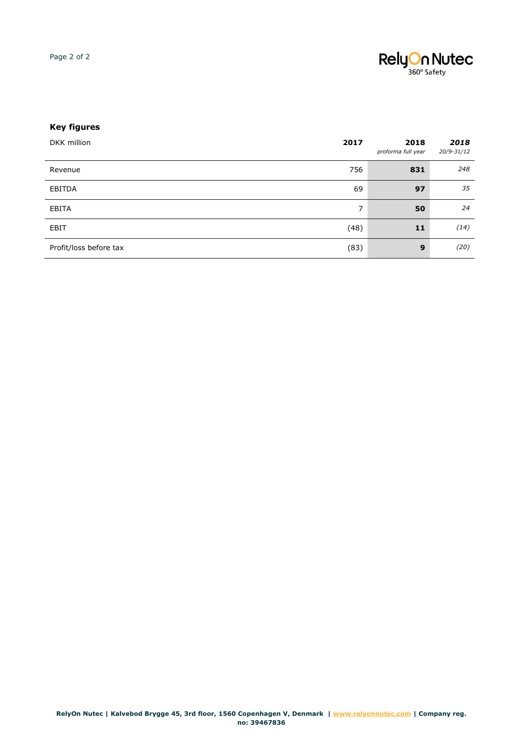## Key figures

| DKK million | 2017 | 2018<br>*proforma full year* | *2018*<br>*20/9-31/12* |
|---|---|---|---|
| Revenue | 756 | **831** | *248* |
| EBITDA | 69 | **97** | *35* |
| EBITA | 7 | **50** | *24* |
| EBIT | (48) | **11** | *(14)* |
| Profit/loss before tax | (83) | **9** | *(20)* |

**RelyOn Nutec | Kalvebod Brygge 45, 3rd floor, 1560 Copenhagen V, Denmark | www.relyonnutec.com | Company reg. no: 39467836**